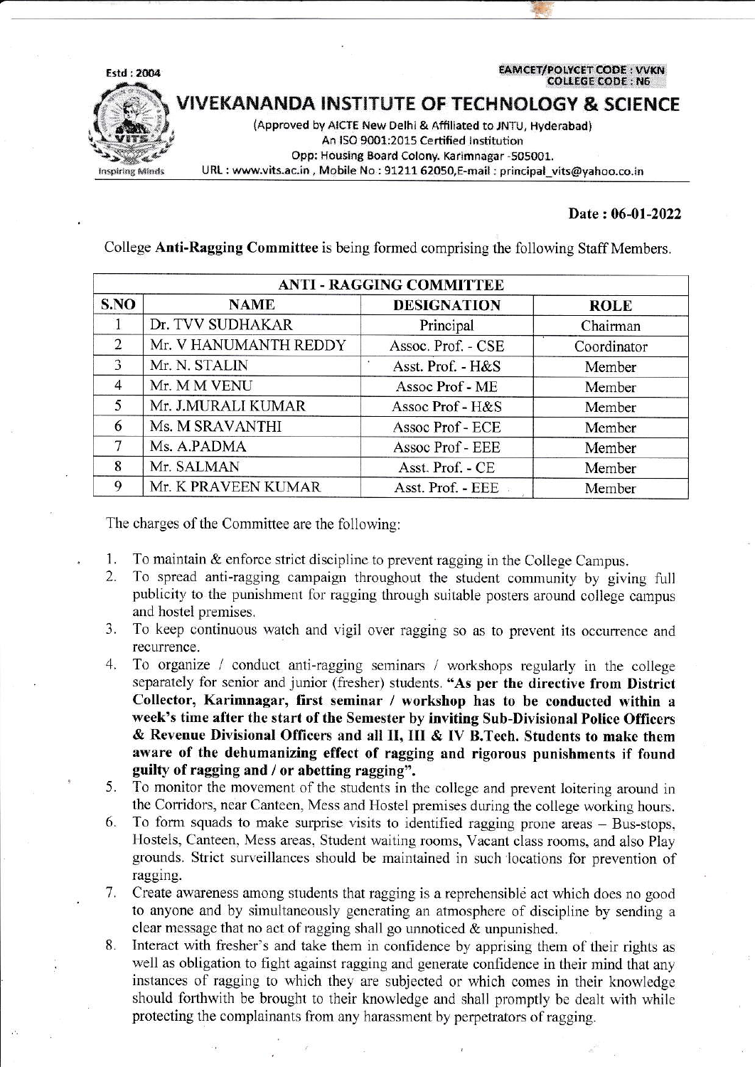Estd : 2004

EAMCET/POLYCET CODE : VVKN
COLLEGE CODE : N6

# VIVEKANANDA INSTITUTE OF TECHNOLOGY & SCIENCE

(Approved by AICTE New Delhi & Affiliated to JNTU, Hyderabad)
An ISO 9001:2015 Certified Institution
Opp: Housing Board Colony. Karimnagar -505001.
URL : www.vits.ac.in , Mobile No : 91211 62050, E-mail : principal_vits@yahoo.co.in

Inspiring Minds

**Date : 06-01-2022**

College **Anti-Ragging Committee** is being formed comprising the following Staff Members.

| ANTI - RAGGING COMMITTEE | | | |
|---|---|---|---|
| **S.NO** | **NAME** | **DESIGNATION** | **ROLE** |
| 1 | Dr. TVV SUDHAKAR | Principal | Chairman |
| 2 | Mr. V HANUMANTH REDDY | Assoc. Prof. - CSE | Coordinator |
| 3 | Mr. N. STALIN | Asst. Prof. - H&S | Member |
| 4 | Mr. M M VENU | Assoc Prof - ME | Member |
| 5 | Mr. J.MURALI KUMAR | Assoc Prof - H&S | Member |
| 6 | Ms. M SRAVANTHI | Assoc Prof - ECE | Member |
| 7 | Ms. A.PADMA | Assoc Prof - EEE | Member |
| 8 | Mr. SALMAN | Asst. Prof. - CE | Member |
| 9 | Mr. K PRAVEEN KUMAR | Asst. Prof. - EEE | Member |

The charges of the Committee are the following:

1. To maintain & enforce strict discipline to prevent ragging in the College Campus.
2. To spread anti-ragging campaign throughout the student community by giving full publicity to the punishment for ragging through suitable posters around college campus and hostel premises.
3. To keep continuous watch and vigil over ragging so as to prevent its occurrence and recurrence.
4. To organize / conduct anti-ragging seminars / workshops regularly in the college separately for senior and junior (fresher) students. **"As per the directive from District Collector, Karimnagar, first seminar / workshop has to be conducted within a week's time after the start of the Semester by inviting Sub-Divisional Police Officers & Revenue Divisional Officers and all II, III & IV B.Tech. Students to make them aware of the dehumanizing effect of ragging and rigorous punishments if found guilty of ragging and / or abetting ragging".**
5. To monitor the movement of the students in the college and prevent loitering around in the Corridors, near Canteen, Mess and Hostel premises during the college working hours.
6. To form squads to make surprise visits to identified ragging prone areas – Bus-stops, Hostels, Canteen, Mess areas, Student waiting rooms, Vacant class rooms, and also Play grounds. Strict surveillances should be maintained in such locations for prevention of ragging.
7. Create awareness among students that ragging is a reprehensible act which does no good to anyone and by simultaneously generating an atmosphere of discipline by sending a clear message that no act of ragging shall go unnoticed & unpunished.
8. Interact with fresher's and take them in confidence by apprising them of their rights as well as obligation to fight against ragging and generate confidence in their mind that any instances of ragging to which they are subjected or which comes in their knowledge should forthwith be brought to their knowledge and shall promptly be dealt with while protecting the complainants from any harassment by perpetrators of ragging.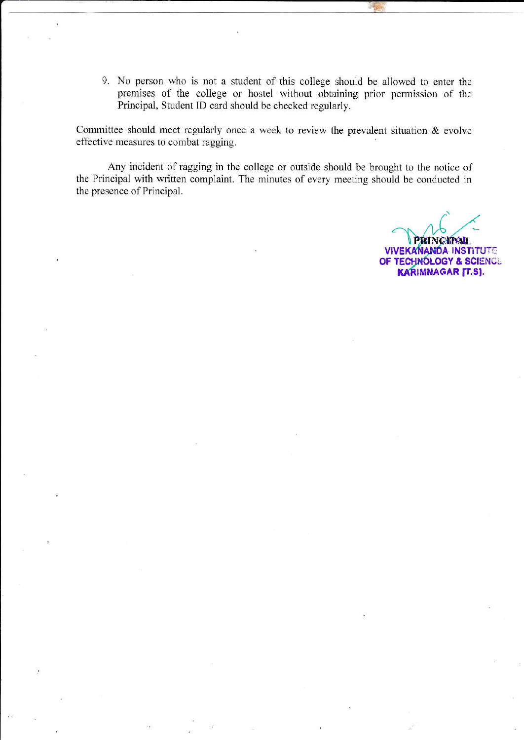9. No person who is not a student of this college should be allowed to enter the premises of the college or hostel without obtaining prior permission of the Principal, Student ID card should be checked regularly.

Committee should meet regularly once a week to review the prevalent situation & evolve effective measures to combat ragging.

Any incident of ragging in the college or outside should be brought to the notice of the Principal with written complaint. The minutes of every meeting should be conducted in the presence of Principal.

PRINCIPAL
VIVEKANANDA INSTITUTE
OF TECHNOLOGY & SCIENCE
KARIMNAGAR [T.S].